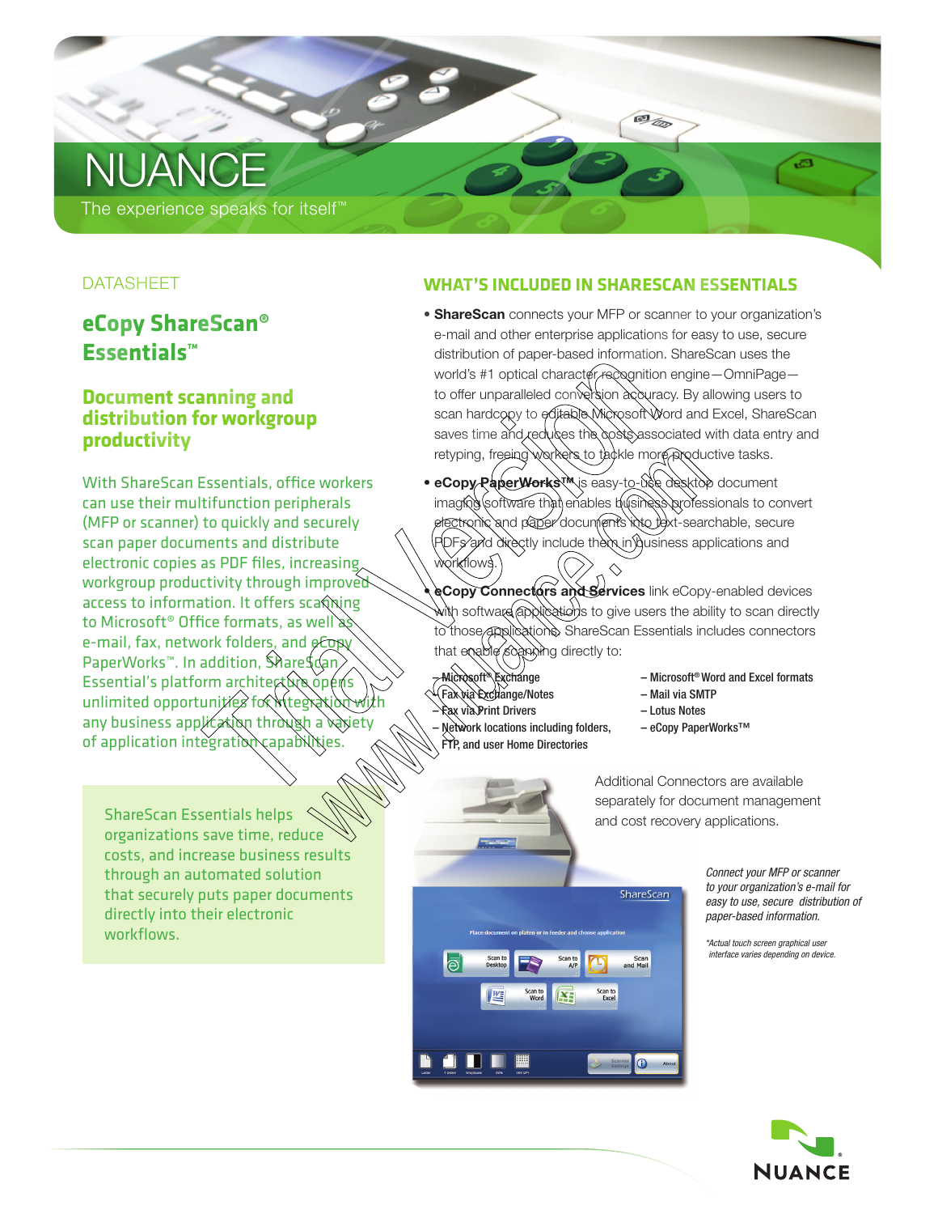# NUANCE

The experience speaks for itself™

DATASHEET

## eCopy ShareScan® Essentials™

### Document scanning and distribution for workgroup productivity

With ShareScan Essentials, office workers can use their multifunction peripherals (MFP or scanner) to quickly and securely scan paper documents and distribute electronic copies as PDF files, increasing workgroup productivity through improved access to information. It offers scanning to Microsoft® Office formats, as well as e-mail, fax, network folders, and eCopy PaperWorks™. In addition, ShareScan Essential's platform architecture opens unlimited opportunities for integration with any business application through a variety of application integration capabilities.

ShareScan Essentials helps organizations save time, reduce costs, and increase business results through an automated solution that securely puts paper documents directly into their electronic workflows.

## WHAT'S INCLUDED IN SHARESCAN ESSENTIALS

- **ShareScan** connects your MFP or scanner to your organization's e-mail and other enterprise applications for easy to use, secure distribution of paper-based information. ShareScan uses the world's #1 optical character recognition engine—OmniPage—to offer unparalleled conversion accuracy. By allowing users to scan hardcopy to editable Microsoft Word and Excel, ShareScan saves time and reduces the costs associated with data entry and retyping, freeing workers to tackle more productive tasks.
- **eCopy PaperWorks™** is easy-to-use desktop document imaging software that enables business professionals to convert electronic and paper documents into text-searchable, secure PDFs and directly include them in business applications and workflows.
- **eCopy Connectors and Services** link eCopy-enabled devices with software applications to give users the ability to scan directly to those applications. ShareScan Essentials includes connectors that enable scanning directly to:
  - Microsoft® Exchange
  - Fax via Exchange/Notes
  - Fax via Print Drivers
  - Network locations including folders, FTP, and user Home Directories
  - Microsoft® Word and Excel formats
  - Mail via SMTP
  - Lotus Notes
  - eCopy PaperWorks™

Additional Connectors are available separately for document management and cost recovery applications.

*Connect your MFP or scanner to your organization's e-mail for easy to use, secure distribution of paper-based information.*

*\*Actual touch screen graphical user interface varies depending on device.*

NUANCE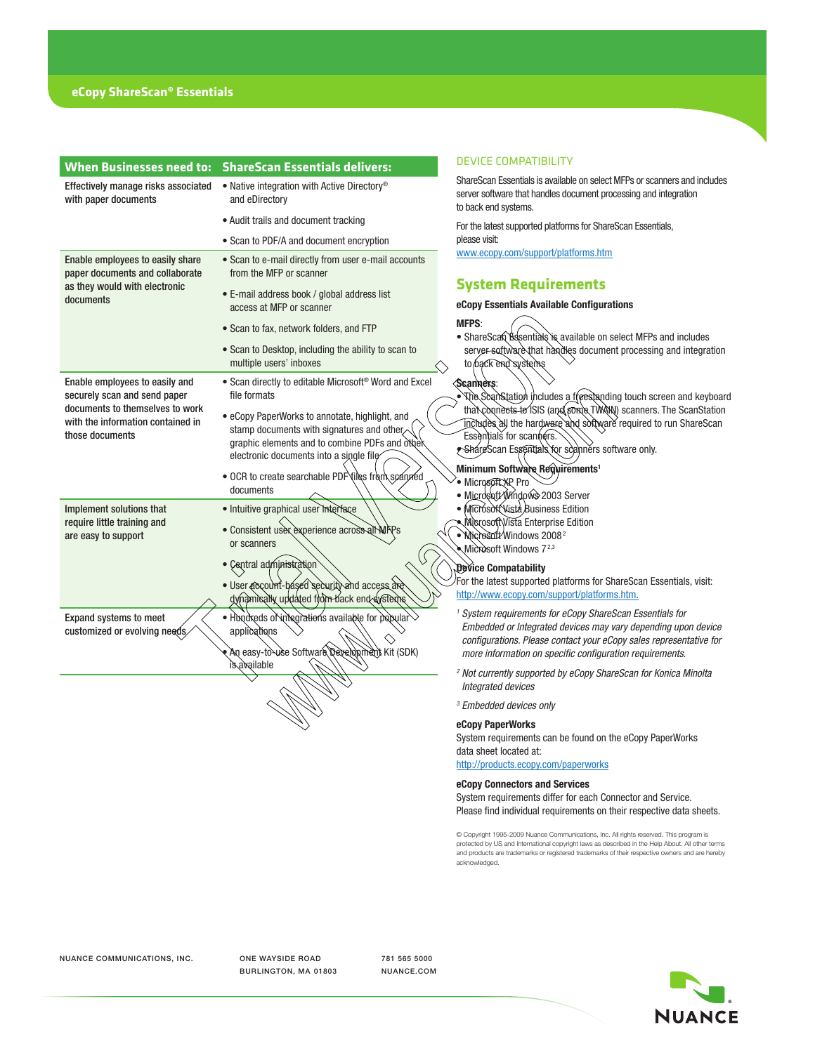## eCopy ShareScan® Essentials

| When Businesses need to: | ShareScan Essentials delivers: |
|---|---|
| Effectively manage risks associated with paper documents | • Native integration with Active Directory® and eDirectory<br>• Audit trails and document tracking<br>• Scan to PDF/A and document encryption |
| Enable employees to easily share paper documents and collaborate as they would with electronic documents | • Scan to e-mail directly from user e-mail accounts from the MFP or scanner<br>• E-mail address book / global address list access at MFP or scanner<br>• Scan to fax, network folders, and FTP<br>• Scan to Desktop, including the ability to scan to multiple users' inboxes |
| Enable employees to easily and securely scan and send paper documents to themselves to work with the information contained in those documents | • Scan directly to editable Microsoft® Word and Excel file formats<br>• eCopy PaperWorks to annotate, highlight, and stamp documents with signatures and other graphic elements and to combine PDFs and other electronic documents into a single file<br>• OCR to create searchable PDF files from scanned documents |
| Implement solutions that require little training and are easy to support | • Intuitive graphical user interface<br>• Consistent user experience across all MFPs or scanners<br>• Central administration<br>• User account-based security and access are dynamically updated from back end systems |
| Expand systems to meet customized or evolving needs | • Hundreds of integrations available for popular applications<br>• An easy-to-use Software Development Kit (SDK) is available |

### DEVICE COMPATIBILITY

ShareScan Essentials is available on select MFPs or scanners and includes server software that handles document processing and integration to back end systems.

For the latest supported platforms for ShareScan Essentials, please visit:
www.ecopy.com/support/platforms.htm

## System Requirements

**eCopy Essentials Available Configurations**

**MFPS**:
- ShareScan Essentials is available on select MFPs and includes server software that handles document processing and integration to back end systems

**Scanners**:
- The ScanStation includes a freestanding touch screen and keyboard that connects to ISIS (and some TWAIN) scanners. The ScanStation includes all the hardware and software required to run ShareScan Essentials for scanners.
- ShareScan Essentials for scanners software only.

**Minimum Software Requirements**[1]
- Microsoft XP Pro
- Microsoft Windows 2003 Server
- Microsoft Vista Business Edition
- Microsoft Vista Enterprise Edition
- Microsoft Windows 2008[2]
- Microsoft Windows 7[2,3]

**Device Compatability**

For the latest supported platforms for ShareScan Essentials, visit:
http://www.ecopy.com/support/platforms.htm.

[1] *System requirements for eCopy ShareScan Essentials for Embedded or Integrated devices may vary depending upon device configurations. Please contact your eCopy sales representative for more information on specific configuration requirements.*

[2] *Not currently supported by eCopy ShareScan for Konica Minolta Integrated devices*

[3] *Embedded devices only*

**eCopy PaperWorks**

System requirements can be found on the eCopy PaperWorks data sheet located at:
http://products.ecopy.com/paperworks

**eCopy Connectors and Services**

System requirements differ for each Connector and Service. Please find individual requirements on their respective data sheets.

© Copyright 1995-2009 Nuance Communications, Inc. All rights reserved. This program is protected by US and International copyright laws as described in the Help About. All other terms and products are trademarks or registered trademarks of their respective owners and are hereby acknowledged.

NUANCE COMMUNICATIONS, INC. ONE WAYSIDE ROAD BURLINGTON, MA 01803 781 565 5000 NUANCE.COM